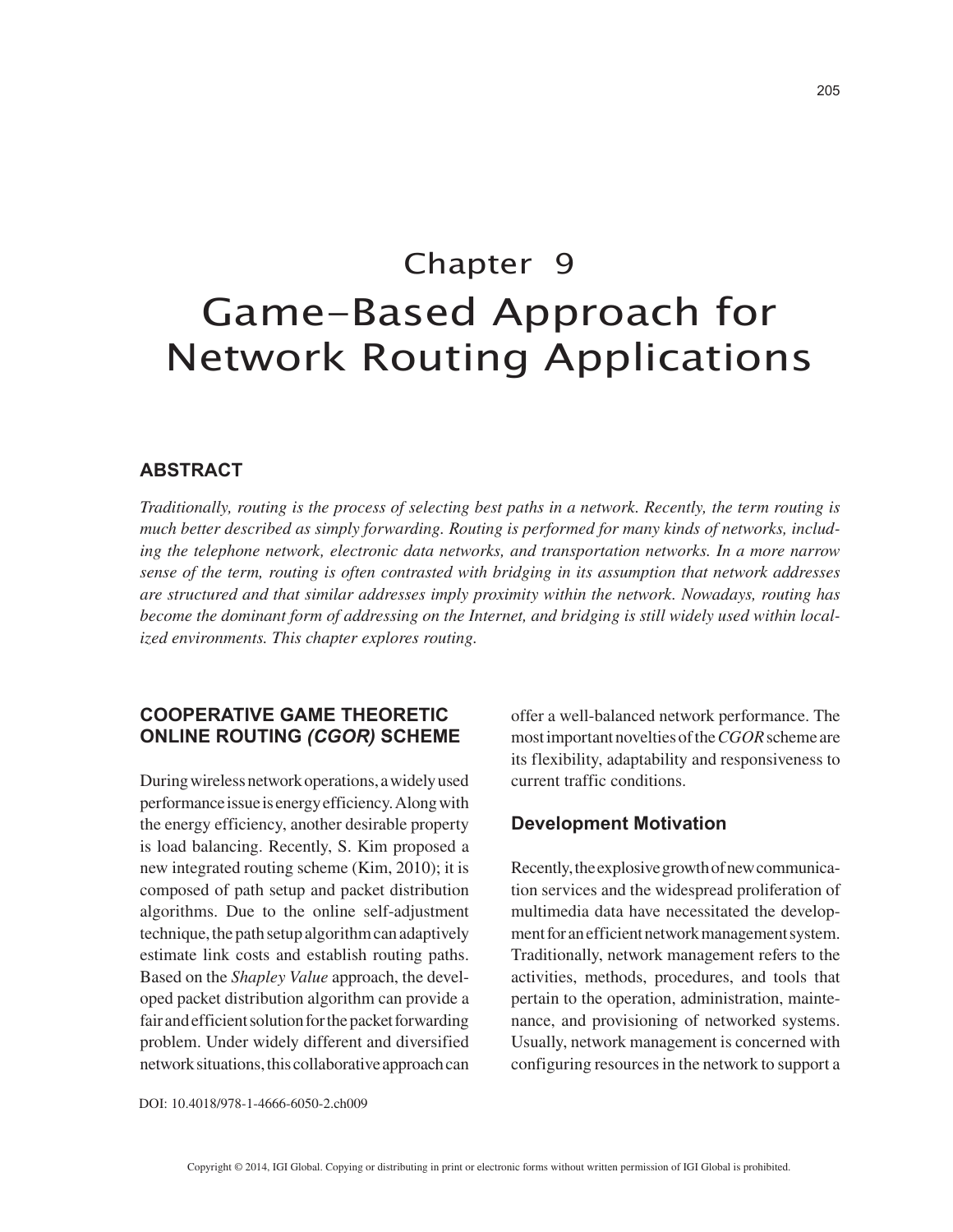# Chapter 9
# Game-Based Approach for Network Routing Applications

## ABSTRACT

*Traditionally, routing is the process of selecting best paths in a network. Recently, the term routing is much better described as simply forwarding. Routing is performed for many kinds of networks, including the telephone network, electronic data networks, and transportation networks. In a more narrow sense of the term, routing is often contrasted with bridging in its assumption that network addresses are structured and that similar addresses imply proximity within the network. Nowadays, routing has become the dominant form of addressing on the Internet, and bridging is still widely used within localized environments. This chapter explores routing.*

## COOPERATIVE GAME THEORETIC ONLINE ROUTING *(CGOR)* SCHEME

During wireless network operations, a widely used performance issue is energy efficiency. Along with the energy efficiency, another desirable property is load balancing. Recently, S. Kim proposed a new integrated routing scheme (Kim, 2010); it is composed of path setup and packet distribution algorithms. Due to the online self-adjustment technique, the path setup algorithm can adaptively estimate link costs and establish routing paths. Based on the *Shapley Value* approach, the developed packet distribution algorithm can provide a fair and efficient solution for the packet forwarding problem. Under widely different and diversified network situations, this collaborative approach can offer a well-balanced network performance. The most important novelties of the *CGOR* scheme are its flexibility, adaptability and responsiveness to current traffic conditions.

### Development Motivation

Recently, the explosive growth of new communication services and the widespread proliferation of multimedia data have necessitated the development for an efficient network management system. Traditionally, network management refers to the activities, methods, procedures, and tools that pertain to the operation, administration, maintenance, and provisioning of networked systems. Usually, network management is concerned with configuring resources in the network to support a

DOI: 10.4018/978-1-4666-6050-2.ch009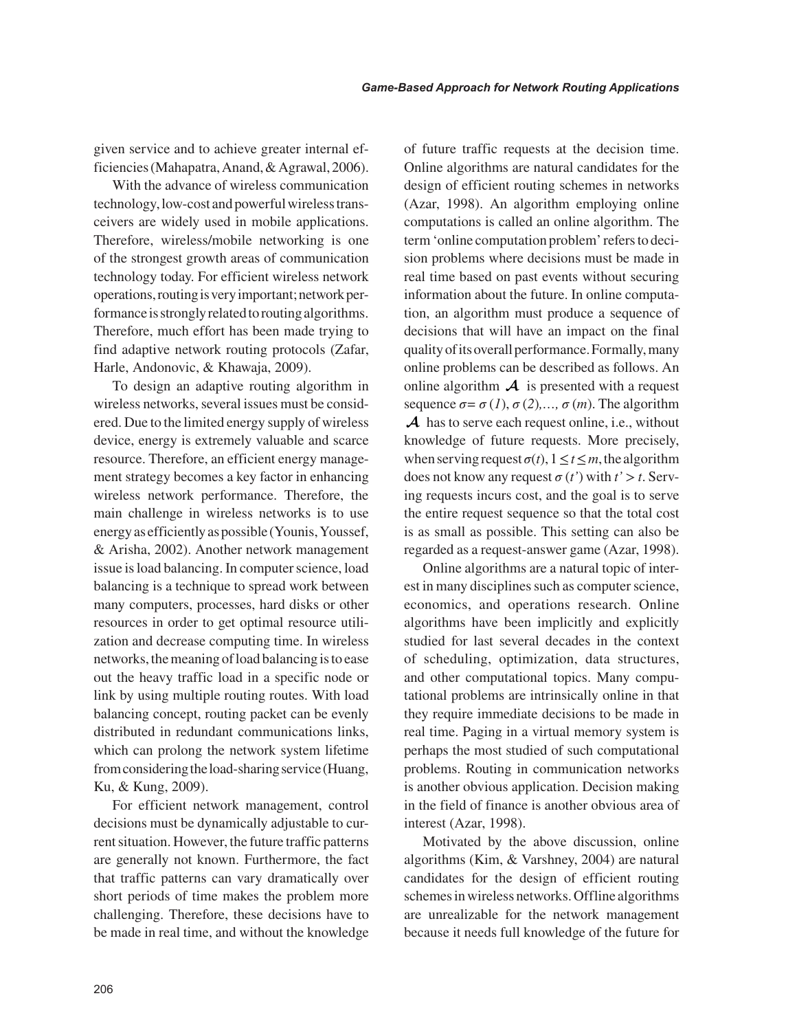given service and to achieve greater internal efficiencies (Mahapatra, Anand, & Agrawal, 2006).

With the advance of wireless communication technology, low-cost and powerful wireless transceivers are widely used in mobile applications. Therefore, wireless/mobile networking is one of the strongest growth areas of communication technology today. For efficient wireless network operations, routing is very important; network performance is strongly related to routing algorithms. Therefore, much effort has been made trying to find adaptive network routing protocols (Zafar, Harle, Andonovic, & Khawaja, 2009).

To design an adaptive routing algorithm in wireless networks, several issues must be considered. Due to the limited energy supply of wireless device, energy is extremely valuable and scarce resource. Therefore, an efficient energy management strategy becomes a key factor in enhancing wireless network performance. Therefore, the main challenge in wireless networks is to use energy as efficiently as possible (Younis, Youssef, & Arisha, 2002). Another network management issue is load balancing. In computer science, load balancing is a technique to spread work between many computers, processes, hard disks or other resources in order to get optimal resource utilization and decrease computing time. In wireless networks, the meaning of load balancing is to ease out the heavy traffic load in a specific node or link by using multiple routing routes. With load balancing concept, routing packet can be evenly distributed in redundant communications links, which can prolong the network system lifetime from considering the load-sharing service (Huang, Ku, & Kung, 2009).

For efficient network management, control decisions must be dynamically adjustable to current situation. However, the future traffic patterns are generally not known. Furthermore, the fact that traffic patterns can vary dramatically over short periods of time makes the problem more challenging. Therefore, these decisions have to be made in real time, and without the knowledge of future traffic requests at the decision time. Online algorithms are natural candidates for the design of efficient routing schemes in networks (Azar, 1998). An algorithm employing online computations is called an online algorithm. The term 'online computation problem' refers to decision problems where decisions must be made in real time based on past events without securing information about the future. In online computation, an algorithm must produce a sequence of decisions that will have an impact on the final quality of its overall performance. Formally, many online problems can be described as follows. An online algorithm $\mathcal{A}$ is presented with a request sequence $\sigma = \sigma(1), \sigma(2), \ldots, \sigma(m)$. The algorithm $\mathcal{A}$ has to serve each request online, i.e., without knowledge of future requests. More precisely, when serving request $\sigma(t)$, $1 \leq t \leq m$, the algorithm does not know any request $\sigma(t')$ with $t' > t$. Serving requests incurs cost, and the goal is to serve the entire request sequence so that the total cost is as small as possible. This setting can also be regarded as a request-answer game (Azar, 1998).

Online algorithms are a natural topic of interest in many disciplines such as computer science, economics, and operations research. Online algorithms have been implicitly and explicitly studied for last several decades in the context of scheduling, optimization, data structures, and other computational topics. Many computational problems are intrinsically online in that they require immediate decisions to be made in real time. Paging in a virtual memory system is perhaps the most studied of such computational problems. Routing in communication networks is another obvious application. Decision making in the field of finance is another obvious area of interest (Azar, 1998).

Motivated by the above discussion, online algorithms (Kim, & Varshney, 2004) are natural candidates for the design of efficient routing schemes in wireless networks. Offline algorithms are unrealizable for the network management because it needs full knowledge of the future for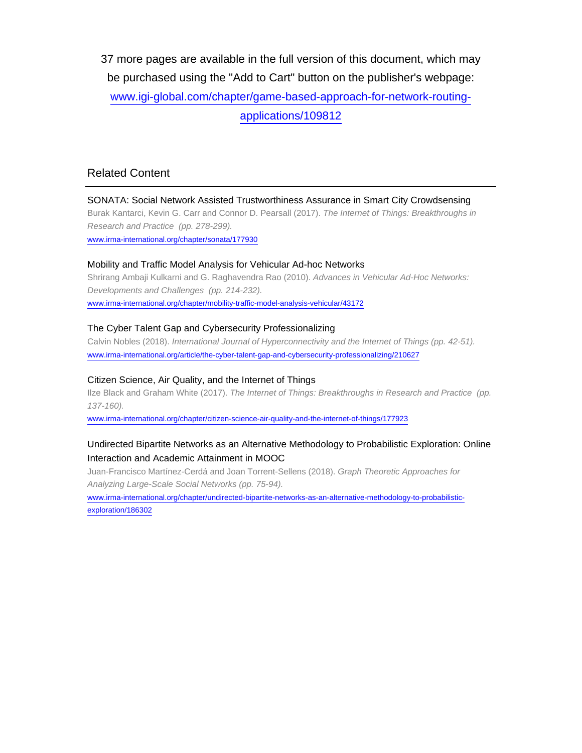37 more pages are available in the full version of this document, which may be purchased using the "Add to Cart" button on the publisher's webpage: [www.igi-global.com/chapter/game-based-approach-for-network-routing-applications/109812](www.igi-global.com/chapter/game-based-approach-for-network-routing-applications/109812)

## Related Content

SONATA: Social Network Assisted Trustworthiness Assurance in Smart City Crowdsensing
Burak Kantarci, Kevin G. Carr and Connor D. Pearsall (2017). *The Internet of Things: Breakthroughs in Research and Practice (pp. 278-299).*
[www.irma-international.org/chapter/sonata/177930](www.irma-international.org/chapter/sonata/177930)

Mobility and Traffic Model Analysis for Vehicular Ad-hoc Networks
Shrirang Ambaji Kulkarni and G. Raghavendra Rao (2010). *Advances in Vehicular Ad-Hoc Networks: Developments and Challenges (pp. 214-232).*
[www.irma-international.org/chapter/mobility-traffic-model-analysis-vehicular/43172](www.irma-international.org/chapter/mobility-traffic-model-analysis-vehicular/43172)

The Cyber Talent Gap and Cybersecurity Professionalizing
Calvin Nobles (2018). *International Journal of Hyperconnectivity and the Internet of Things (pp. 42-51).*
[www.irma-international.org/article/the-cyber-talent-gap-and-cybersecurity-professionalizing/210627](www.irma-international.org/article/the-cyber-talent-gap-and-cybersecurity-professionalizing/210627)

Citizen Science, Air Quality, and the Internet of Things
Ilze Black and Graham White (2017). *The Internet of Things: Breakthroughs in Research and Practice (pp. 137-160).*
[www.irma-international.org/chapter/citizen-science-air-quality-and-the-internet-of-things/177923](www.irma-international.org/chapter/citizen-science-air-quality-and-the-internet-of-things/177923)

Undirected Bipartite Networks as an Alternative Methodology to Probabilistic Exploration: Online Interaction and Academic Attainment in MOOC
Juan-Francisco Martínez-Cerdá and Joan Torrent-Sellens (2018). *Graph Theoretic Approaches for Analyzing Large-Scale Social Networks (pp. 75-94).*
[www.irma-international.org/chapter/undirected-bipartite-networks-as-an-alternative-methodology-to-probabilistic-exploration/186302](www.irma-international.org/chapter/undirected-bipartite-networks-as-an-alternative-methodology-to-probabilistic-exploration/186302)